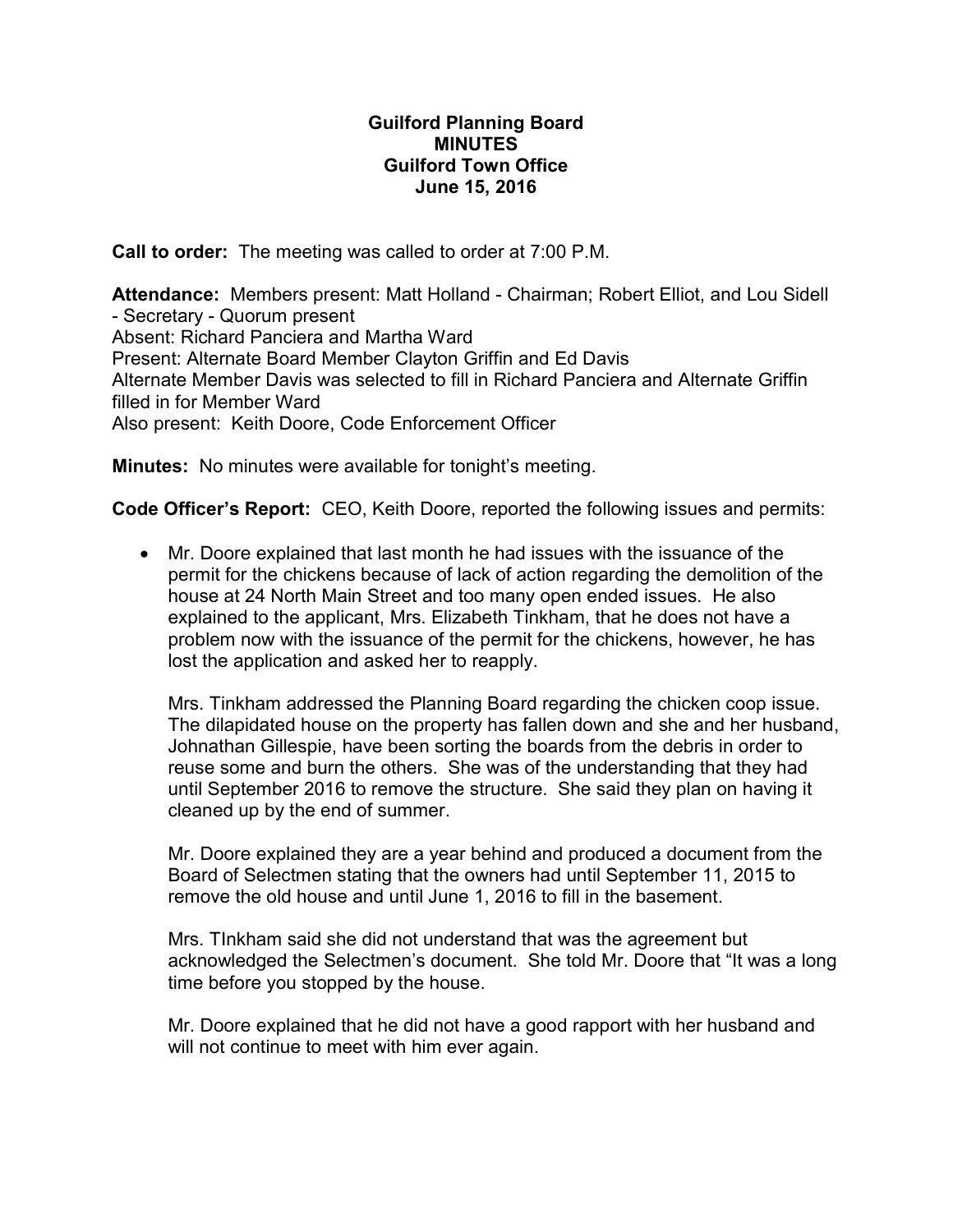**Guilford Planning Board**
**MINUTES**
**Guilford Town Office**
**June 15, 2016**

**Call to order:** The meeting was called to order at 7:00 P.M.

**Attendance:** Members present: Matt Holland - Chairman; Robert Elliot, and Lou Sidell - Secretary - Quorum present
Absent: Richard Panciera and Martha Ward
Present: Alternate Board Member Clayton Griffin and Ed Davis
Alternate Member Davis was selected to fill in Richard Panciera and Alternate Griffin filled in for Member Ward
Also present: Keith Doore, Code Enforcement Officer

**Minutes:** No minutes were available for tonight's meeting.

**Code Officer's Report:** CEO, Keith Doore, reported the following issues and permits:

- Mr. Doore explained that last month he had issues with the issuance of the permit for the chickens because of lack of action regarding the demolition of the house at 24 North Main Street and too many open ended issues. He also explained to the applicant, Mrs. Elizabeth Tinkham, that he does not have a problem now with the issuance of the permit for the chickens, however, he has lost the application and asked her to reapply.

  Mrs. Tinkham addressed the Planning Board regarding the chicken coop issue. The dilapidated house on the property has fallen down and she and her husband, Johnathan Gillespie, have been sorting the boards from the debris in order to reuse some and burn the others. She was of the understanding that they had until September 2016 to remove the structure. She said they plan on having it cleaned up by the end of summer.

  Mr. Doore explained they are a year behind and produced a document from the Board of Selectmen stating that the owners had until September 11, 2015 to remove the old house and until June 1, 2016 to fill in the basement.

  Mrs. TInkham said she did not understand that was the agreement but acknowledged the Selectmen's document. She told Mr. Doore that "It was a long time before you stopped by the house.

  Mr. Doore explained that he did not have a good rapport with her husband and will not continue to meet with him ever again.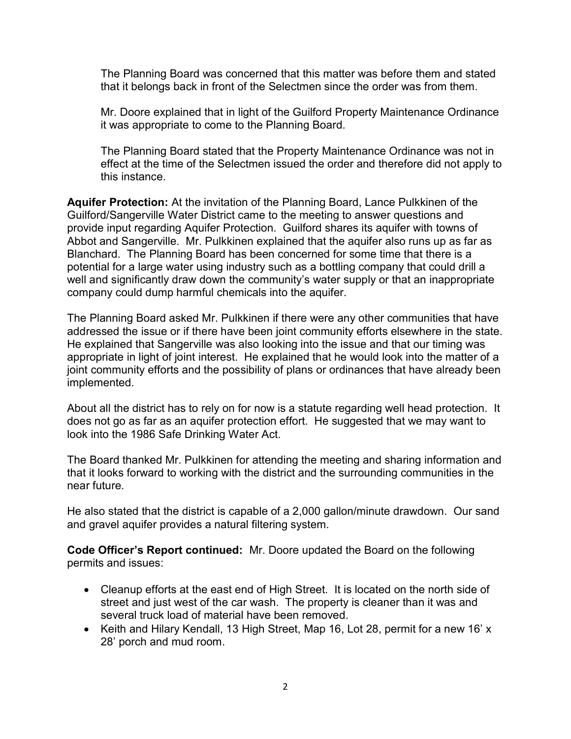The Planning Board was concerned that this matter was before them and stated that it belongs back in front of the Selectmen since the order was from them.

Mr. Doore explained that in light of the Guilford Property Maintenance Ordinance it was appropriate to come to the Planning Board.

The Planning Board stated that the Property Maintenance Ordinance was not in effect at the time of the Selectmen issued the order and therefore did not apply to this instance.

**Aquifer Protection:** At the invitation of the Planning Board, Lance Pulkkinen of the Guilford/Sangerville Water District came to the meeting to answer questions and provide input regarding Aquifer Protection. Guilford shares its aquifer with towns of Abbot and Sangerville. Mr. Pulkkinen explained that the aquifer also runs up as far as Blanchard. The Planning Board has been concerned for some time that there is a potential for a large water using industry such as a bottling company that could drill a well and significantly draw down the community's water supply or that an inappropriate company could dump harmful chemicals into the aquifer.

The Planning Board asked Mr. Pulkkinen if there were any other communities that have addressed the issue or if there have been joint community efforts elsewhere in the state. He explained that Sangerville was also looking into the issue and that our timing was appropriate in light of joint interest. He explained that he would look into the matter of a joint community efforts and the possibility of plans or ordinances that have already been implemented.

About all the district has to rely on for now is a statute regarding well head protection. It does not go as far as an aquifer protection effort. He suggested that we may want to look into the 1986 Safe Drinking Water Act.

The Board thanked Mr. Pulkkinen for attending the meeting and sharing information and that it looks forward to working with the district and the surrounding communities in the near future.

He also stated that the district is capable of a 2,000 gallon/minute drawdown. Our sand and gravel aquifer provides a natural filtering system.

**Code Officer's Report continued:** Mr. Doore updated the Board on the following permits and issues:

- Cleanup efforts at the east end of High Street. It is located on the north side of street and just west of the car wash. The property is cleaner than it was and several truck load of material have been removed.
- Keith and Hilary Kendall, 13 High Street, Map 16, Lot 28, permit for a new 16' x 28' porch and mud room.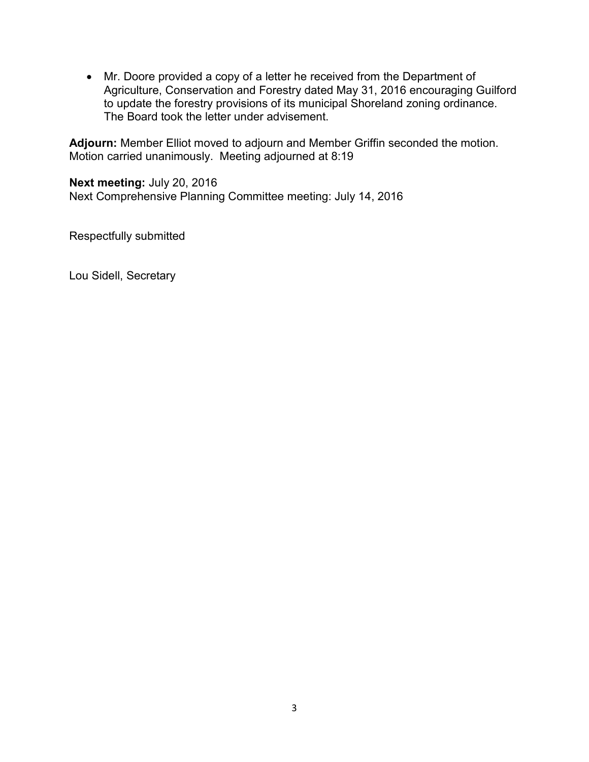- Mr. Doore provided a copy of a letter he received from the Department of Agriculture, Conservation and Forestry dated May 31, 2016 encouraging Guilford to update the forestry provisions of its municipal Shoreland zoning ordinance. The Board took the letter under advisement.

**Adjourn:** Member Elliot moved to adjourn and Member Griffin seconded the motion. Motion carried unanimously. Meeting adjourned at 8:19

**Next meeting:** July 20, 2016
Next Comprehensive Planning Committee meeting: July 14, 2016

Respectfully submitted

Lou Sidell, Secretary